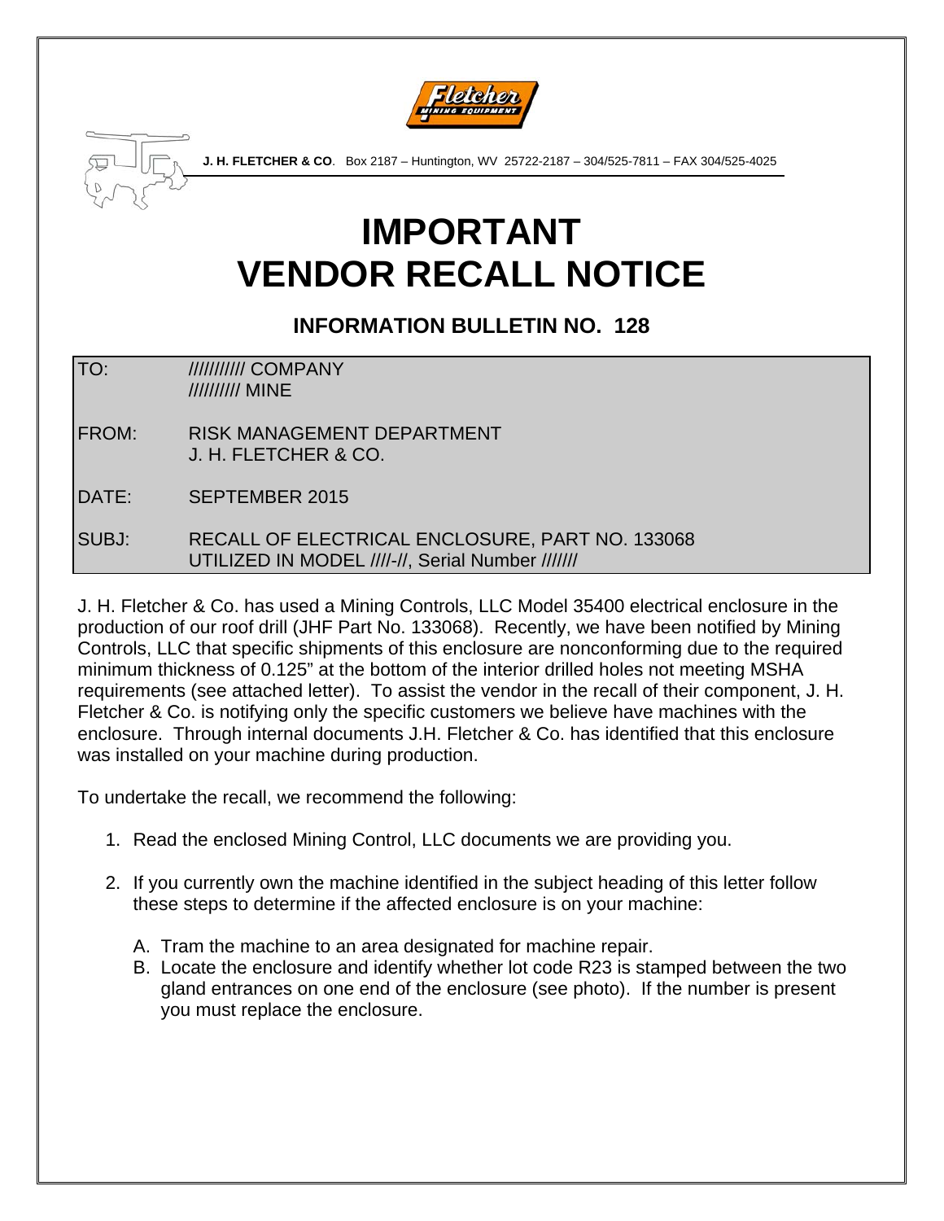**J. H. FLETCHER & CO**. Box 2187 – Huntington, WV 25722-2187 – 304/525-7811 – FAX 304/525-4025

# IMPORTANT
# VENDOR RECALL NOTICE

## INFORMATION BULLETIN NO. 128

| | |
|---|---|
| TO: | ////////// COMPANY<br>///////// MINE |
| FROM: | RISK MANAGEMENT DEPARTMENT<br>J. H. FLETCHER & CO. |
| DATE: | SEPTEMBER 2015 |
| SUBJ: | RECALL OF ELECTRICAL ENCLOSURE, PART NO. 133068<br>UTILIZED IN MODEL ////-//, Serial Number /////// |

J. H. Fletcher & Co. has used a Mining Controls, LLC Model 35400 electrical enclosure in the production of our roof drill (JHF Part No. 133068). Recently, we have been notified by Mining Controls, LLC that specific shipments of this enclosure are nonconforming due to the required minimum thickness of 0.125" at the bottom of the interior drilled holes not meeting MSHA requirements (see attached letter). To assist the vendor in the recall of their component, J. H. Fletcher & Co. is notifying only the specific customers we believe have machines with the enclosure. Through internal documents J.H. Fletcher & Co. has identified that this enclosure was installed on your machine during production.

To undertake the recall, we recommend the following:

1. Read the enclosed Mining Control, LLC documents we are providing you.
2. If you currently own the machine identified in the subject heading of this letter follow these steps to determine if the affected enclosure is on your machine:
   A. Tram the machine to an area designated for machine repair.
   B. Locate the enclosure and identify whether lot code R23 is stamped between the two gland entrances on one end of the enclosure (see photo). If the number is present you must replace the enclosure.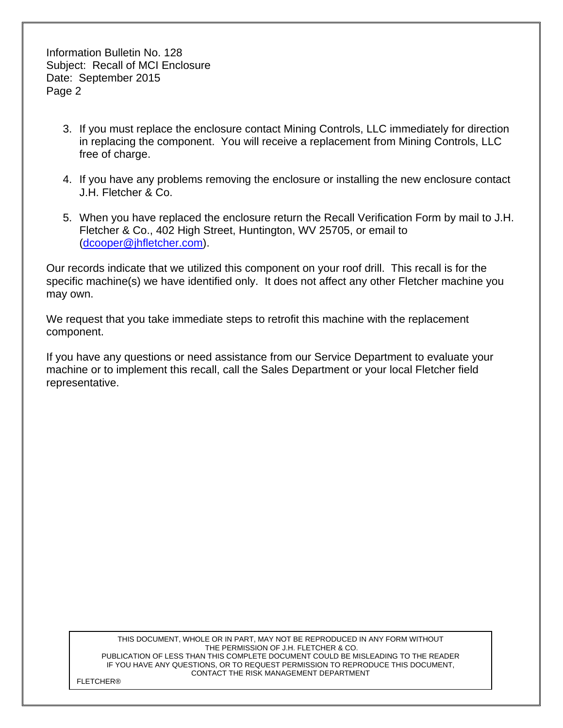3. If you must replace the enclosure contact Mining Controls, LLC immediately for direction in replacing the component. You will receive a replacement from Mining Controls, LLC free of charge.

4. If you have any problems removing the enclosure or installing the new enclosure contact J.H. Fletcher & Co.

5. When you have replaced the enclosure return the Recall Verification Form by mail to J.H. Fletcher & Co., 402 High Street, Huntington, WV 25705, or email to (dcooper@jhfletcher.com).

Our records indicate that we utilized this component on your roof drill. This recall is for the specific machine(s) we have identified only. It does not affect any other Fletcher machine you may own.

We request that you take immediate steps to retrofit this machine with the replacement component.

If you have any questions or need assistance from our Service Department to evaluate your machine or to implement this recall, call the Sales Department or your local Fletcher field representative.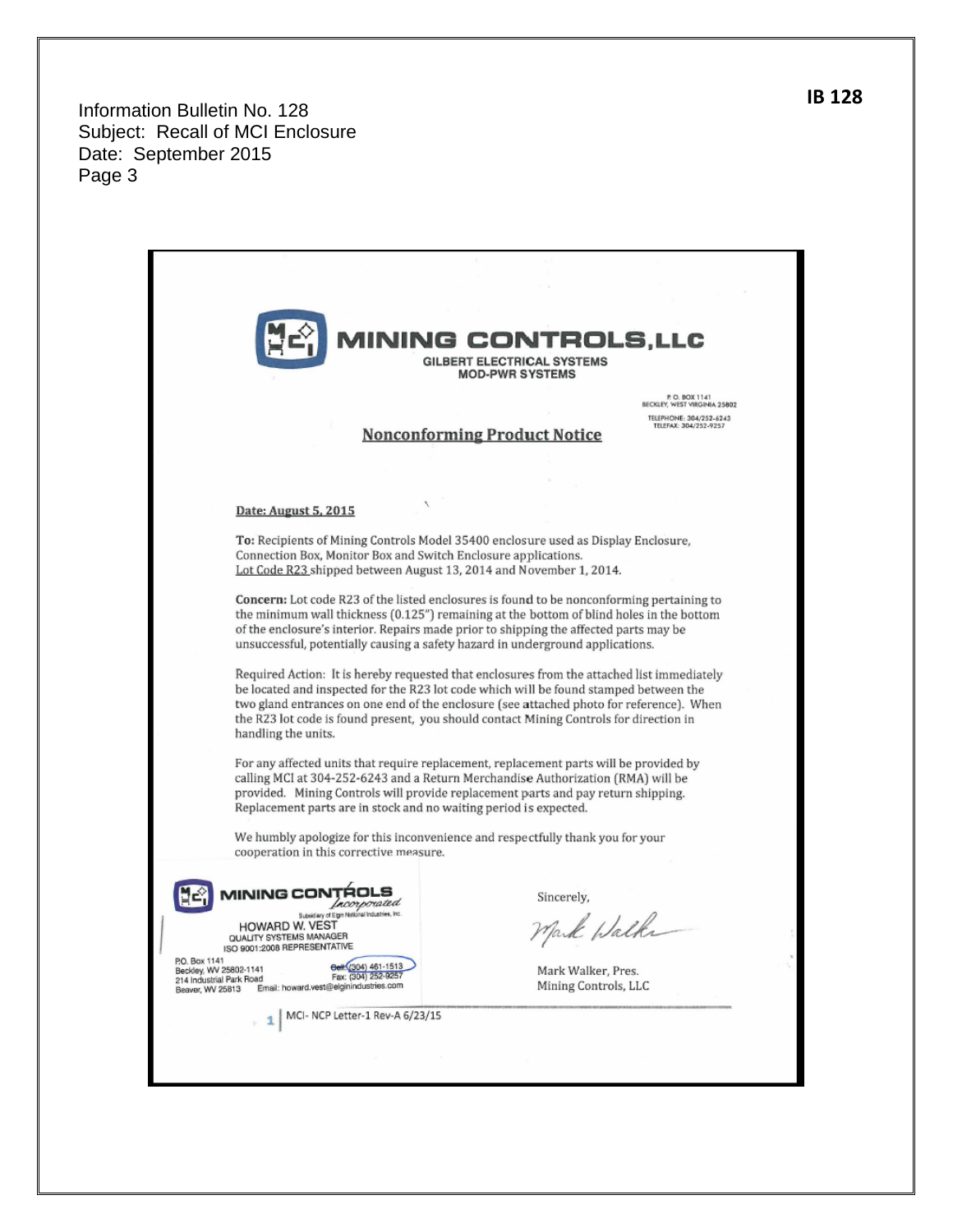Information Bulletin No. 128
Subject: Recall of MCI Enclosure
Date: September 2015
Page 3

**MINING CONTROLS, LLC**
GILBERT ELECTRICAL SYSTEMS
MOD-PWR SYSTEMS

P. O. BOX 1141
BECKLEY, WEST VIRGINIA 25802
TELEPHONE: 304/252-6243
TELEFAX: 304/252-9257

## Nonconforming Product Notice

**Date: August 5, 2015**

**To:** Recipients of Mining Controls Model 35400 enclosure used as Display Enclosure, Connection Box, Monitor Box and Switch Enclosure applications.
Lot Code R23 shipped between August 13, 2014 and November 1, 2014.

**Concern:** Lot code R23 of the listed enclosures is found to be nonconforming pertaining to the minimum wall thickness (0.125") remaining at the bottom of blind holes in the bottom of the enclosure's interior. Repairs made prior to shipping the affected parts may be unsuccessful, potentially causing a safety hazard in underground applications.

Required Action: It is hereby requested that enclosures from the attached list immediately be located and inspected for the R23 lot code which will be found stamped between the two gland entrances on one end of the enclosure (see attached photo for reference). When the R23 lot code is found present, you should contact Mining Controls for direction in handling the units.

For any affected units that require replacement, replacement parts will be provided by calling MCI at 304-252-6243 and a Return Merchandise Authorization (RMA) will be provided. Mining Controls will provide replacement parts and pay return shipping. Replacement parts are in stock and no waiting period is expected.

We humbly apologize for this inconvenience and respectfully thank you for your cooperation in this corrective measure.

MINING CONTROLS Incorporated
Subsidiary of Elgin National Industries, Inc.
HOWARD W. VEST
QUALITY SYSTEMS MANAGER
ISO 9001:2008 REPRESENTATIVE
P.O. Box 1141
Beckley, WV 25802-1141
214 Industrial Park Road
Beaver, WV 25813
Cell: (304) 461-1513
Fax: (304) 252-9257
Email: howard.vest@elginindustries.com

Sincerely,

Mark Walker, Pres.
Mining Controls, LLC

MCI- NCP Letter-1 Rev-A 6/23/15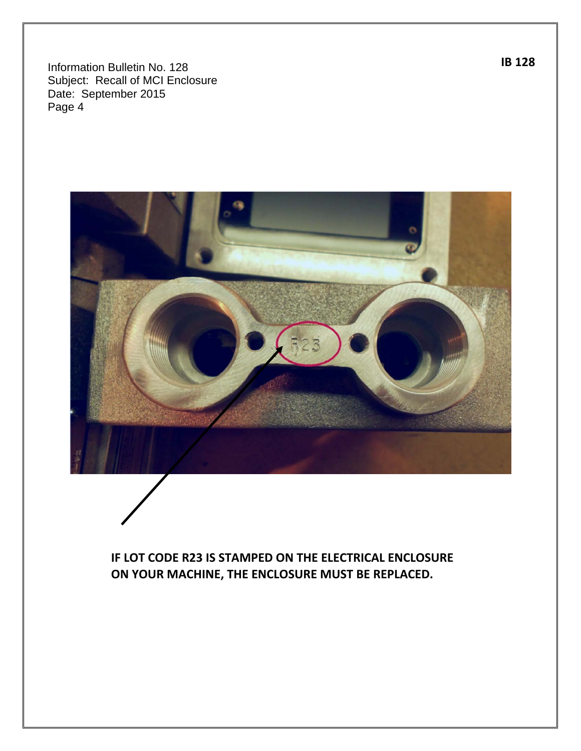Information Bulletin No. 128
Subject: Recall of MCI Enclosure
Date: September 2015
Page 4

**IF LOT CODE R23 IS STAMPED ON THE ELECTRICAL ENCLOSURE ON YOUR MACHINE, THE ENCLOSURE MUST BE REPLACED.**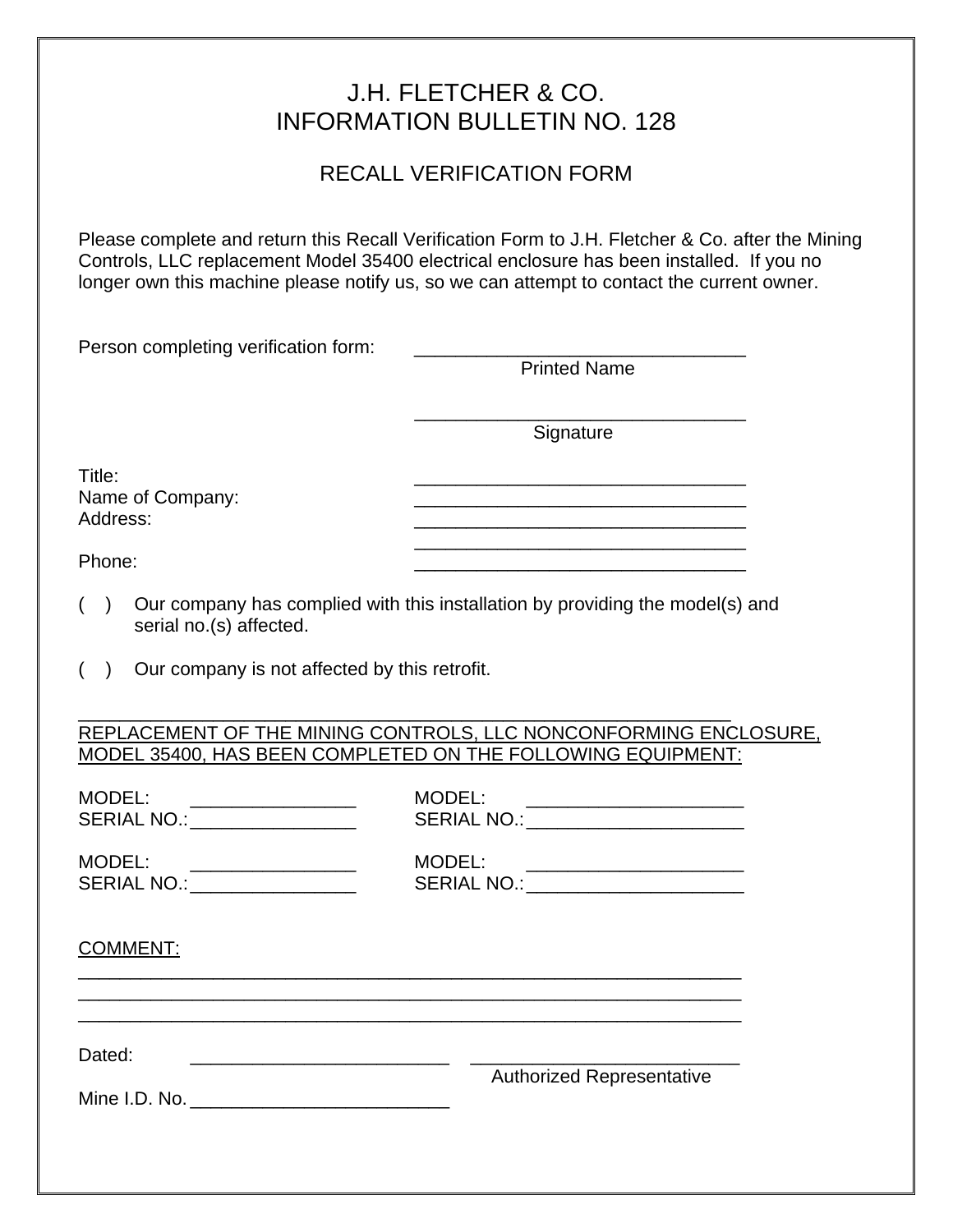# J.H. FLETCHER & CO.
# INFORMATION BULLETIN NO. 128

## RECALL VERIFICATION FORM

Please complete and return this Recall Verification Form to J.H. Fletcher & Co. after the Mining Controls, LLC replacement Model 35400 electrical enclosure has been installed. If you no longer own this machine please notify us, so we can attempt to contact the current owner.

Person completing verification form: ________________________________
Printed Name

________________________________
Signature

Title: ________________________________
Name of Company: ________________________________
Address: ________________________________
________________________________
Phone: ________________________________

( ) Our company has complied with this installation by providing the model(s) and serial no.(s) affected.

( ) Our company is not affected by this retrofit.

________________________________________________________________

REPLACEMENT OF THE MINING CONTROLS, LLC NONCONFORMING ENCLOSURE, MODEL 35400, HAS BEEN COMPLETED ON THE FOLLOWING EQUIPMENT:

MODEL: ________________ MODEL: ____________________
SERIAL NO.: ________________ SERIAL NO.: ____________________

MODEL: ________________ MODEL: ____________________
SERIAL NO.: ________________ SERIAL NO.: ____________________

COMMENT:
________________________________________________________________
________________________________________________________________
________________________________________________________________

Dated: ________________________ ________________________
Authorized Representative

Mine I.D. No. ________________________